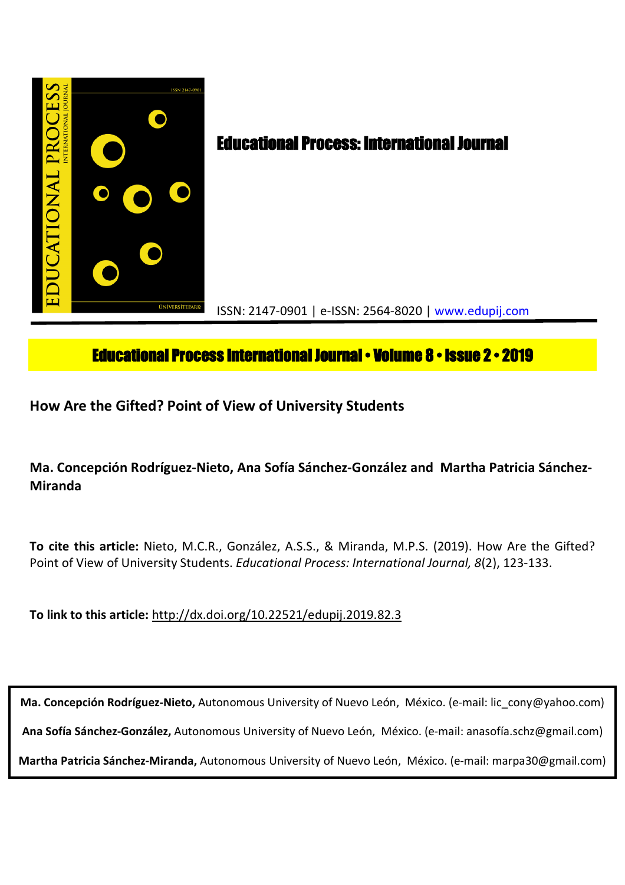# Educational Process: International Journal

ISSN: 2147-0901 | e-ISSN: 2564-8020 | www.edupij.com

**Educational Process International Journal • Volume 8 • Issue 2 • 2019**

## How Are the Gifted? Point of View of University Students

**Ma. Concepción Rodríguez-Nieto, Ana Sofía Sánchez-González and Martha Patricia Sánchez-Miranda**

**To cite this article:** Nieto, M.C.R., González, A.S.S., & Miranda, M.P.S. (2019). How Are the Gifted? Point of View of University Students. *Educational Process: International Journal, 8*(2), 123-133.

**To link to this article:** http://dx.doi.org/10.22521/edupij.2019.82.3

**Ma. Concepción Rodríguez-Nieto,** Autonomous University of Nuevo León, México. (e-mail: lic_cony@yahoo.com)

**Ana Sofía Sánchez-González,** Autonomous University of Nuevo León, México. (e-mail: anasofía.schz@gmail.com)

**Martha Patricia Sánchez-Miranda,** Autonomous University of Nuevo León, México. (e-mail: marpa30@gmail.com)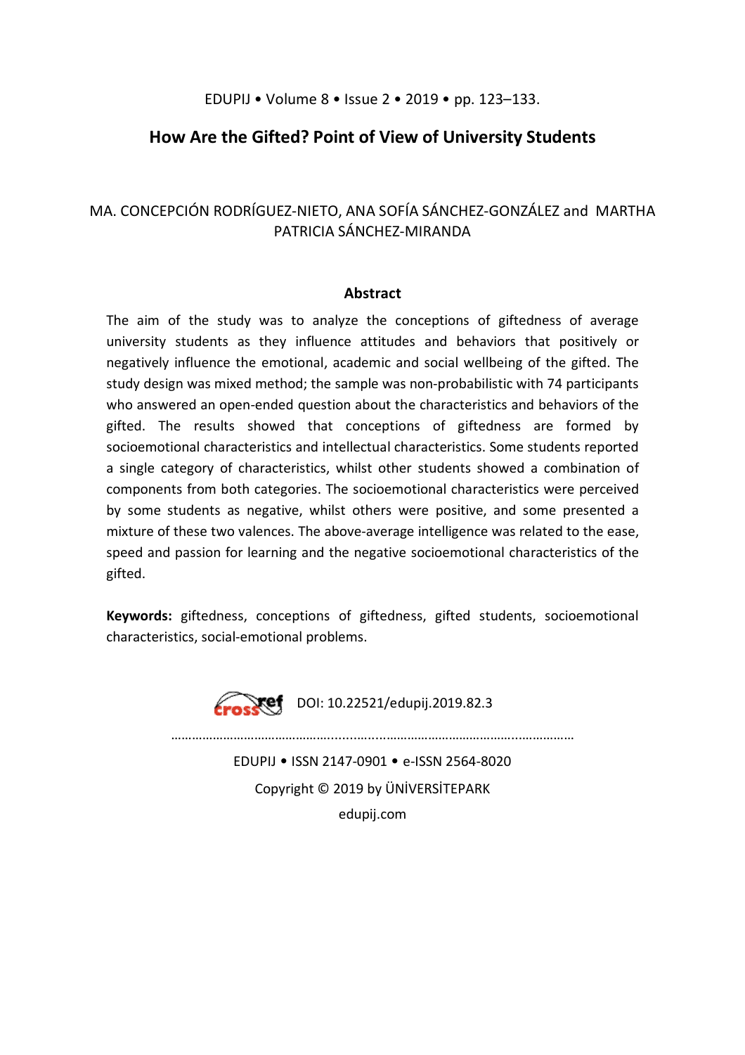# How Are the Gifted? Point of View of University Students

MA. CONCEPCIÓN RODRÍGUEZ-NIETO, ANA SOFÍA SÁNCHEZ-GONZÁLEZ and MARTHA PATRICIA SÁNCHEZ-MIRANDA

### Abstract

The aim of the study was to analyze the conceptions of giftedness of average university students as they influence attitudes and behaviors that positively or negatively influence the emotional, academic and social wellbeing of the gifted. The study design was mixed method; the sample was non-probabilistic with 74 participants who answered an open-ended question about the characteristics and behaviors of the gifted. The results showed that conceptions of giftedness are formed by socioemotional characteristics and intellectual characteristics. Some students reported a single category of characteristics, whilst other students showed a combination of components from both categories. The socioemotional characteristics were perceived by some students as negative, whilst others were positive, and some presented a mixture of these two valences. The above-average intelligence was related to the ease, speed and passion for learning and the negative socioemotional characteristics of the gifted.

**Keywords:** giftedness, conceptions of giftedness, gifted students, socioemotional characteristics, social-emotional problems.

DOI: 10.22521/edupij.2019.82.3

EDUPIJ • ISSN 2147-0901 • e-ISSN 2564-8020

Copyright © 2019 by ÜNİVERSİTEPARK

edupij.com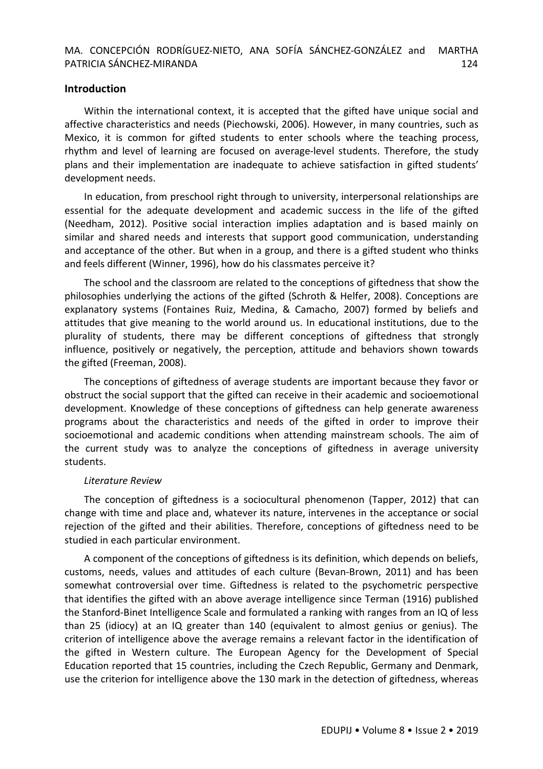## Introduction

Within the international context, it is accepted that the gifted have unique social and affective characteristics and needs (Piechowski, 2006). However, in many countries, such as Mexico, it is common for gifted students to enter schools where the teaching process, rhythm and level of learning are focused on average-level students. Therefore, the study plans and their implementation are inadequate to achieve satisfaction in gifted students' development needs.

In education, from preschool right through to university, interpersonal relationships are essential for the adequate development and academic success in the life of the gifted (Needham, 2012). Positive social interaction implies adaptation and is based mainly on similar and shared needs and interests that support good communication, understanding and acceptance of the other. But when in a group, and there is a gifted student who thinks and feels different (Winner, 1996), how do his classmates perceive it?

The school and the classroom are related to the conceptions of giftedness that show the philosophies underlying the actions of the gifted (Schroth & Helfer, 2008). Conceptions are explanatory systems (Fontaines Ruiz, Medina, & Camacho, 2007) formed by beliefs and attitudes that give meaning to the world around us. In educational institutions, due to the plurality of students, there may be different conceptions of giftedness that strongly influence, positively or negatively, the perception, attitude and behaviors shown towards the gifted (Freeman, 2008).

The conceptions of giftedness of average students are important because they favor or obstruct the social support that the gifted can receive in their academic and socioemotional development. Knowledge of these conceptions of giftedness can help generate awareness programs about the characteristics and needs of the gifted in order to improve their socioemotional and academic conditions when attending mainstream schools. The aim of the current study was to analyze the conceptions of giftedness in average university students.

### *Literature Review*

The conception of giftedness is a sociocultural phenomenon (Tapper, 2012) that can change with time and place and, whatever its nature, intervenes in the acceptance or social rejection of the gifted and their abilities. Therefore, conceptions of giftedness need to be studied in each particular environment.

A component of the conceptions of giftedness is its definition, which depends on beliefs, customs, needs, values and attitudes of each culture (Bevan-Brown, 2011) and has been somewhat controversial over time. Giftedness is related to the psychometric perspective that identifies the gifted with an above average intelligence since Terman (1916) published the Stanford-Binet Intelligence Scale and formulated a ranking with ranges from an IQ of less than 25 (idiocy) at an IQ greater than 140 (equivalent to almost genius or genius). The criterion of intelligence above the average remains a relevant factor in the identification of the gifted in Western culture. The European Agency for the Development of Special Education reported that 15 countries, including the Czech Republic, Germany and Denmark, use the criterion for intelligence above the 130 mark in the detection of giftedness, whereas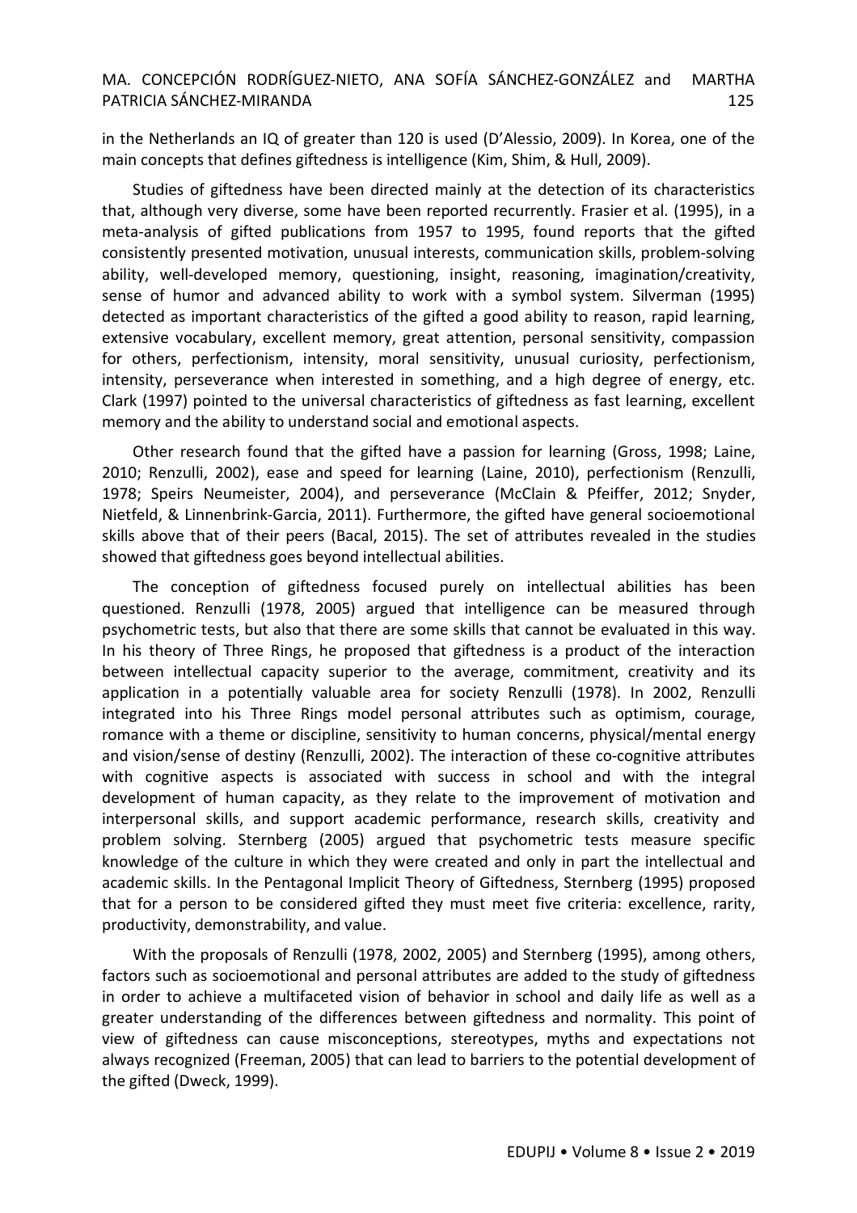in the Netherlands an IQ of greater than 120 is used (D'Alessio, 2009). In Korea, one of the main concepts that defines giftedness is intelligence (Kim, Shim, & Hull, 2009).

Studies of giftedness have been directed mainly at the detection of its characteristics that, although very diverse, some have been reported recurrently. Frasier et al. (1995), in a meta-analysis of gifted publications from 1957 to 1995, found reports that the gifted consistently presented motivation, unusual interests, communication skills, problem-solving ability, well-developed memory, questioning, insight, reasoning, imagination/creativity, sense of humor and advanced ability to work with a symbol system. Silverman (1995) detected as important characteristics of the gifted a good ability to reason, rapid learning, extensive vocabulary, excellent memory, great attention, personal sensitivity, compassion for others, perfectionism, intensity, moral sensitivity, unusual curiosity, perfectionism, intensity, perseverance when interested in something, and a high degree of energy, etc. Clark (1997) pointed to the universal characteristics of giftedness as fast learning, excellent memory and the ability to understand social and emotional aspects.

Other research found that the gifted have a passion for learning (Gross, 1998; Laine, 2010; Renzulli, 2002), ease and speed for learning (Laine, 2010), perfectionism (Renzulli, 1978; Speirs Neumeister, 2004), and perseverance (McClain & Pfeiffer, 2012; Snyder, Nietfeld, & Linnenbrink-Garcia, 2011). Furthermore, the gifted have general socioemotional skills above that of their peers (Bacal, 2015). The set of attributes revealed in the studies showed that giftedness goes beyond intellectual abilities.

The conception of giftedness focused purely on intellectual abilities has been questioned. Renzulli (1978, 2005) argued that intelligence can be measured through psychometric tests, but also that there are some skills that cannot be evaluated in this way. In his theory of Three Rings, he proposed that giftedness is a product of the interaction between intellectual capacity superior to the average, commitment, creativity and its application in a potentially valuable area for society Renzulli (1978). In 2002, Renzulli integrated into his Three Rings model personal attributes such as optimism, courage, romance with a theme or discipline, sensitivity to human concerns, physical/mental energy and vision/sense of destiny (Renzulli, 2002). The interaction of these co-cognitive attributes with cognitive aspects is associated with success in school and with the integral development of human capacity, as they relate to the improvement of motivation and interpersonal skills, and support academic performance, research skills, creativity and problem solving. Sternberg (2005) argued that psychometric tests measure specific knowledge of the culture in which they were created and only in part the intellectual and academic skills. In the Pentagonal Implicit Theory of Giftedness, Sternberg (1995) proposed that for a person to be considered gifted they must meet five criteria: excellence, rarity, productivity, demonstrability, and value.

With the proposals of Renzulli (1978, 2002, 2005) and Sternberg (1995), among others, factors such as socioemotional and personal attributes are added to the study of giftedness in order to achieve a multifaceted vision of behavior in school and daily life as well as a greater understanding of the differences between giftedness and normality. This point of view of giftedness can cause misconceptions, stereotypes, myths and expectations not always recognized (Freeman, 2005) that can lead to barriers to the potential development of the gifted (Dweck, 1999).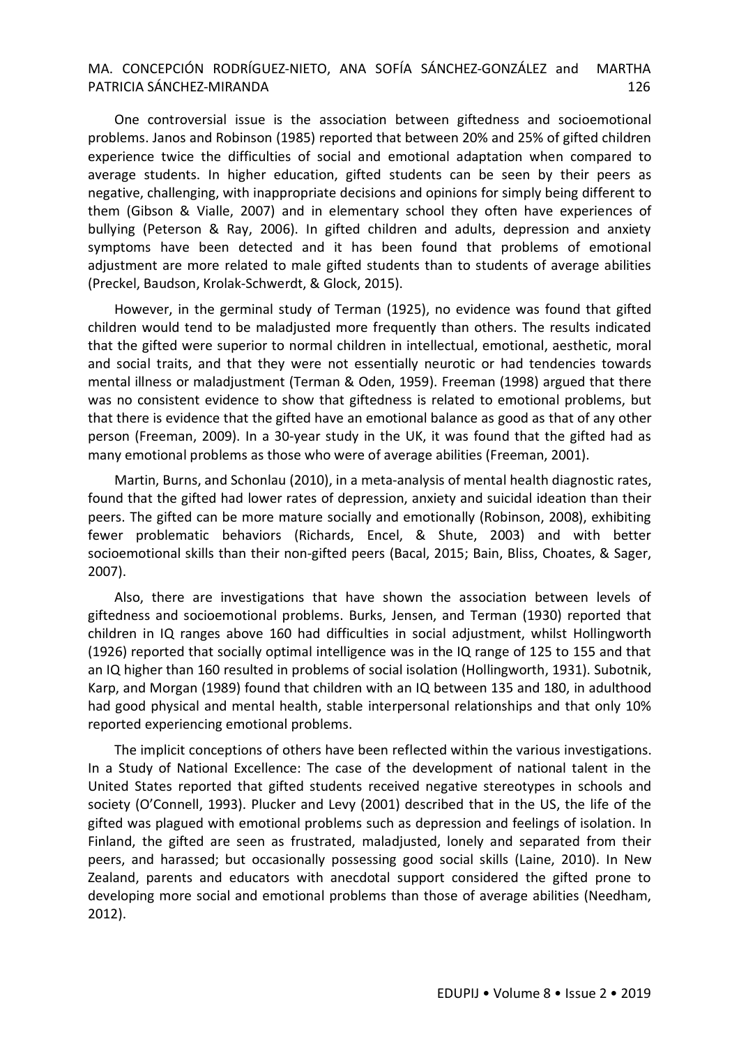One controversial issue is the association between giftedness and socioemotional problems. Janos and Robinson (1985) reported that between 20% and 25% of gifted children experience twice the difficulties of social and emotional adaptation when compared to average students. In higher education, gifted students can be seen by their peers as negative, challenging, with inappropriate decisions and opinions for simply being different to them (Gibson & Vialle, 2007) and in elementary school they often have experiences of bullying (Peterson & Ray, 2006). In gifted children and adults, depression and anxiety symptoms have been detected and it has been found that problems of emotional adjustment are more related to male gifted students than to students of average abilities (Preckel, Baudson, Krolak-Schwerdt, & Glock, 2015).

However, in the germinal study of Terman (1925), no evidence was found that gifted children would tend to be maladjusted more frequently than others. The results indicated that the gifted were superior to normal children in intellectual, emotional, aesthetic, moral and social traits, and that they were not essentially neurotic or had tendencies towards mental illness or maladjustment (Terman & Oden, 1959). Freeman (1998) argued that there was no consistent evidence to show that giftedness is related to emotional problems, but that there is evidence that the gifted have an emotional balance as good as that of any other person (Freeman, 2009). In a 30-year study in the UK, it was found that the gifted had as many emotional problems as those who were of average abilities (Freeman, 2001).

Martin, Burns, and Schonlau (2010), in a meta-analysis of mental health diagnostic rates, found that the gifted had lower rates of depression, anxiety and suicidal ideation than their peers. The gifted can be more mature socially and emotionally (Robinson, 2008), exhibiting fewer problematic behaviors (Richards, Encel, & Shute, 2003) and with better socioemotional skills than their non-gifted peers (Bacal, 2015; Bain, Bliss, Choates, & Sager, 2007).

Also, there are investigations that have shown the association between levels of giftedness and socioemotional problems. Burks, Jensen, and Terman (1930) reported that children in IQ ranges above 160 had difficulties in social adjustment, whilst Hollingworth (1926) reported that socially optimal intelligence was in the IQ range of 125 to 155 and that an IQ higher than 160 resulted in problems of social isolation (Hollingworth, 1931). Subotnik, Karp, and Morgan (1989) found that children with an IQ between 135 and 180, in adulthood had good physical and mental health, stable interpersonal relationships and that only 10% reported experiencing emotional problems.

The implicit conceptions of others have been reflected within the various investigations. In a Study of National Excellence: The case of the development of national talent in the United States reported that gifted students received negative stereotypes in schools and society (O'Connell, 1993). Plucker and Levy (2001) described that in the US, the life of the gifted was plagued with emotional problems such as depression and feelings of isolation. In Finland, the gifted are seen as frustrated, maladjusted, lonely and separated from their peers, and harassed; but occasionally possessing good social skills (Laine, 2010). In New Zealand, parents and educators with anecdotal support considered the gifted prone to developing more social and emotional problems than those of average abilities (Needham, 2012).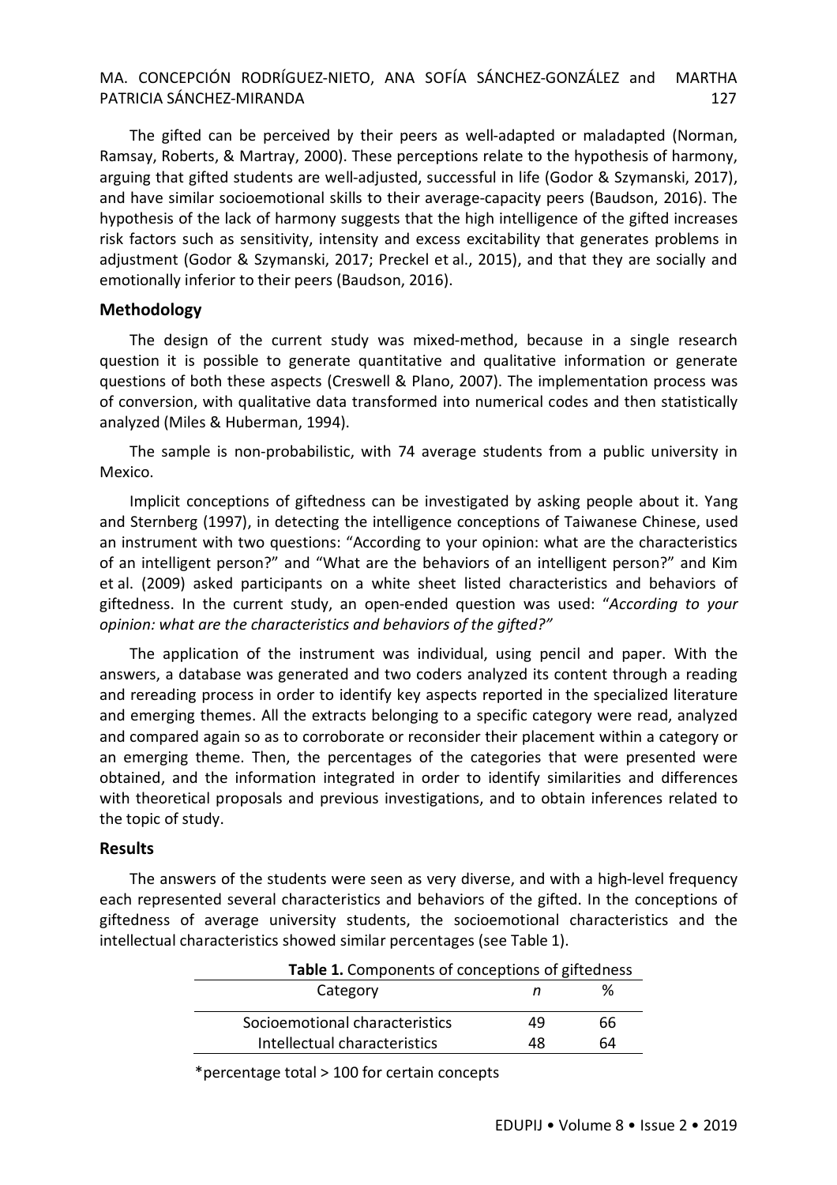The gifted can be perceived by their peers as well-adapted or maladapted (Norman, Ramsay, Roberts, & Martray, 2000). These perceptions relate to the hypothesis of harmony, arguing that gifted students are well-adjusted, successful in life (Godor & Szymanski, 2017), and have similar socioemotional skills to their average-capacity peers (Baudson, 2016). The hypothesis of the lack of harmony suggests that the high intelligence of the gifted increases risk factors such as sensitivity, intensity and excess excitability that generates problems in adjustment (Godor & Szymanski, 2017; Preckel et al., 2015), and that they are socially and emotionally inferior to their peers (Baudson, 2016).

## Methodology

The design of the current study was mixed-method, because in a single research question it is possible to generate quantitative and qualitative information or generate questions of both these aspects (Creswell & Plano, 2007). The implementation process was of conversion, with qualitative data transformed into numerical codes and then statistically analyzed (Miles & Huberman, 1994).

The sample is non-probabilistic, with 74 average students from a public university in Mexico.

Implicit conceptions of giftedness can be investigated by asking people about it. Yang and Sternberg (1997), in detecting the intelligence conceptions of Taiwanese Chinese, used an instrument with two questions: "According to your opinion: what are the characteristics of an intelligent person?" and "What are the behaviors of an intelligent person?" and Kim et al. (2009) asked participants on a white sheet listed characteristics and behaviors of giftedness. In the current study, an open-ended question was used: "*According to your opinion: what are the characteristics and behaviors of the gifted?"*

The application of the instrument was individual, using pencil and paper. With the answers, a database was generated and two coders analyzed its content through a reading and rereading process in order to identify key aspects reported in the specialized literature and emerging themes. All the extracts belonging to a specific category were read, analyzed and compared again so as to corroborate or reconsider their placement within a category or an emerging theme. Then, the percentages of the categories that were presented were obtained, and the information integrated in order to identify similarities and differences with theoretical proposals and previous investigations, and to obtain inferences related to the topic of study.

## Results

The answers of the students were seen as very diverse, and with a high-level frequency each represented several characteristics and behaviors of the gifted. In the conceptions of giftedness of average university students, the socioemotional characteristics and the intellectual characteristics showed similar percentages (see Table 1).

**Table 1.** Components of conceptions of giftedness

| Category | *n* | % |
|---|---|---|
| Socioemotional characteristics | 49 | 66 |
| Intellectual characteristics | 48 | 64 |

*percentage total > 100 for certain concepts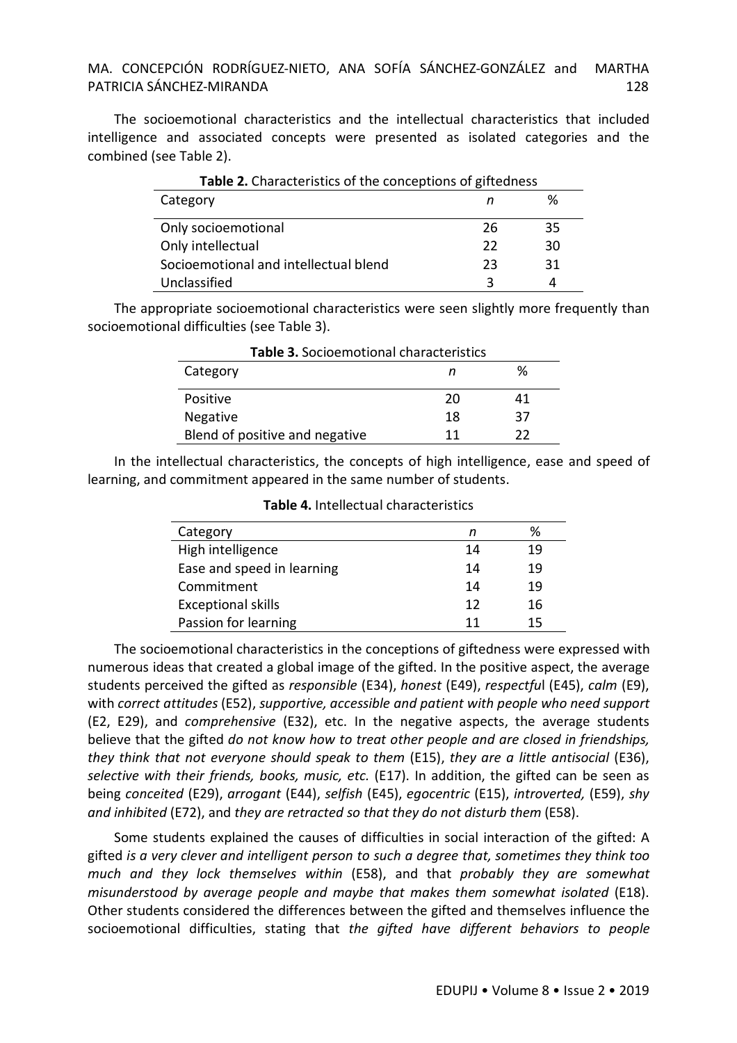The socioemotional characteristics and the intellectual characteristics that included intelligence and associated concepts were presented as isolated categories and the combined (see Table 2).

**Table 2.** Characteristics of the conceptions of giftedness

| Category | *n* | % |
|---|---|---|
| Only socioemotional | 26 | 35 |
| Only intellectual | 22 | 30 |
| Socioemotional and intellectual blend | 23 | 31 |
| Unclassified | 3 | 4 |

The appropriate socioemotional characteristics were seen slightly more frequently than socioemotional difficulties (see Table 3).

**Table 3.** Socioemotional characteristics

| Category | *n* | % |
|---|---|---|
| Positive | 20 | 41 |
| Negative | 18 | 37 |
| Blend of positive and negative | 11 | 22 |

In the intellectual characteristics, the concepts of high intelligence, ease and speed of learning, and commitment appeared in the same number of students.

**Table 4.** Intellectual characteristics

| Category | *n* | % |
|---|---|---|
| High intelligence | 14 | 19 |
| Ease and speed in learning | 14 | 19 |
| Commitment | 14 | 19 |
| Exceptional skills | 12 | 16 |
| Passion for learning | 11 | 15 |

The socioemotional characteristics in the conceptions of giftedness were expressed with numerous ideas that created a global image of the gifted. In the positive aspect, the average students perceived the gifted as *responsible* (E34), *honest* (E49), *respectfu*l (E45), *calm* (E9), with *correct attitudes* (E52), *supportive, accessible and patient with people who need support* (E2, E29), and *comprehensive* (E32), etc. In the negative aspects, the average students believe that the gifted *do not know how to treat other people and are closed in friendships, they think that not everyone should speak to them* (E15), *they are a little antisocial* (E36), *selective with their friends, books, music, etc.* (E17). In addition, the gifted can be seen as being *conceited* (E29), *arrogant* (E44), *selfish* (E45), *egocentric* (E15), *introverted,* (E59), *shy and inhibited* (E72), and *they are retracted so that they do not disturb them* (E58).

Some students explained the causes of difficulties in social interaction of the gifted: A gifted *is a very clever and intelligent person to such a degree that, sometimes they think too much and they lock themselves within* (E58), and that *probably they are somewhat misunderstood by average people and maybe that makes them somewhat isolated* (E18). Other students considered the differences between the gifted and themselves influence the socioemotional difficulties, stating that *the gifted have different behaviors to people*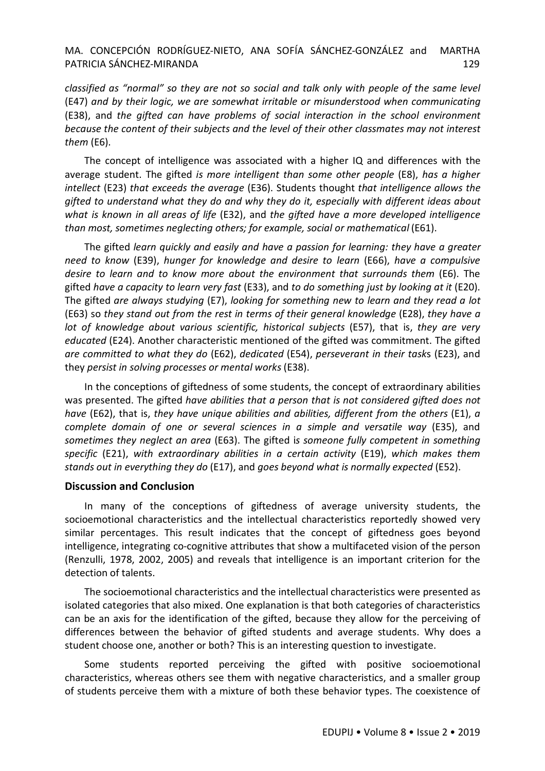*classified as "normal" so they are not so social and talk only with people of the same level* (E47) *and by their logic, we are somewhat irritable or misunderstood when communicating* (E38), and *the gifted can have problems of social interaction in the school environment because the content of their subjects and the level of their other classmates may not interest them* (E6).

The concept of intelligence was associated with a higher IQ and differences with the average student. The gifted *is more intelligent than some other people* (E8), *has a higher intellect* (E23) *that exceeds the average* (E36). Students thought *that intelligence allows the gifted to understand what they do and why they do it, especially with different ideas about what is known in all areas of life* (E32), and *the gifted have a more developed intelligence than most, sometimes neglecting others; for example, social or mathematical* (E61).

The gifted *learn quickly and easily and have a passion for learning: they have a greater need to know* (E39), *hunger for knowledge and desire to learn* (E66), *have a compulsive desire to learn and to know more about the environment that surrounds them* (E6). The gifted *have a capacity to learn very fast* (E33), and *to do something just by looking at it* (E20). The gifted *are always studying* (E7), *looking for something new to learn and they read a lot* (E63) so *they stand out from the rest in terms of their general knowledge* (E28), *they have a lot of knowledge about various scientific, historical subjects* (E57), that is, *they are very educated* (E24). Another characteristic mentioned of the gifted was commitment. The gifted *are committed to what they do* (E62), *dedicated* (E54), *perseverant in their task*s (E23), and they *persist in solving processes or mental works* (E38).

In the conceptions of giftedness of some students, the concept of extraordinary abilities was presented. The gifted *have abilities that a person that is not considered gifted does not have* (E62), that is, *they have unique abilities and abilities, different from the others* (E1), *a complete domain of one or several sciences in a simple and versatile way* (E35), and *sometimes they neglect an area* (E63). The gifted i*s someone fully competent in something specific* (E21), *with extraordinary abilities in a certain activity* (E19), *which makes them stands out in everything they do* (E17), and *goes beyond what is normally expected* (E52).

## Discussion and Conclusion

In many of the conceptions of giftedness of average university students, the socioemotional characteristics and the intellectual characteristics reportedly showed very similar percentages. This result indicates that the concept of giftedness goes beyond intelligence, integrating co-cognitive attributes that show a multifaceted vision of the person (Renzulli, 1978, 2002, 2005) and reveals that intelligence is an important criterion for the detection of talents.

The socioemotional characteristics and the intellectual characteristics were presented as isolated categories that also mixed. One explanation is that both categories of characteristics can be an axis for the identification of the gifted, because they allow for the perceiving of differences between the behavior of gifted students and average students. Why does a student choose one, another or both? This is an interesting question to investigate.

Some students reported perceiving the gifted with positive socioemotional characteristics, whereas others see them with negative characteristics, and a smaller group of students perceive them with a mixture of both these behavior types. The coexistence of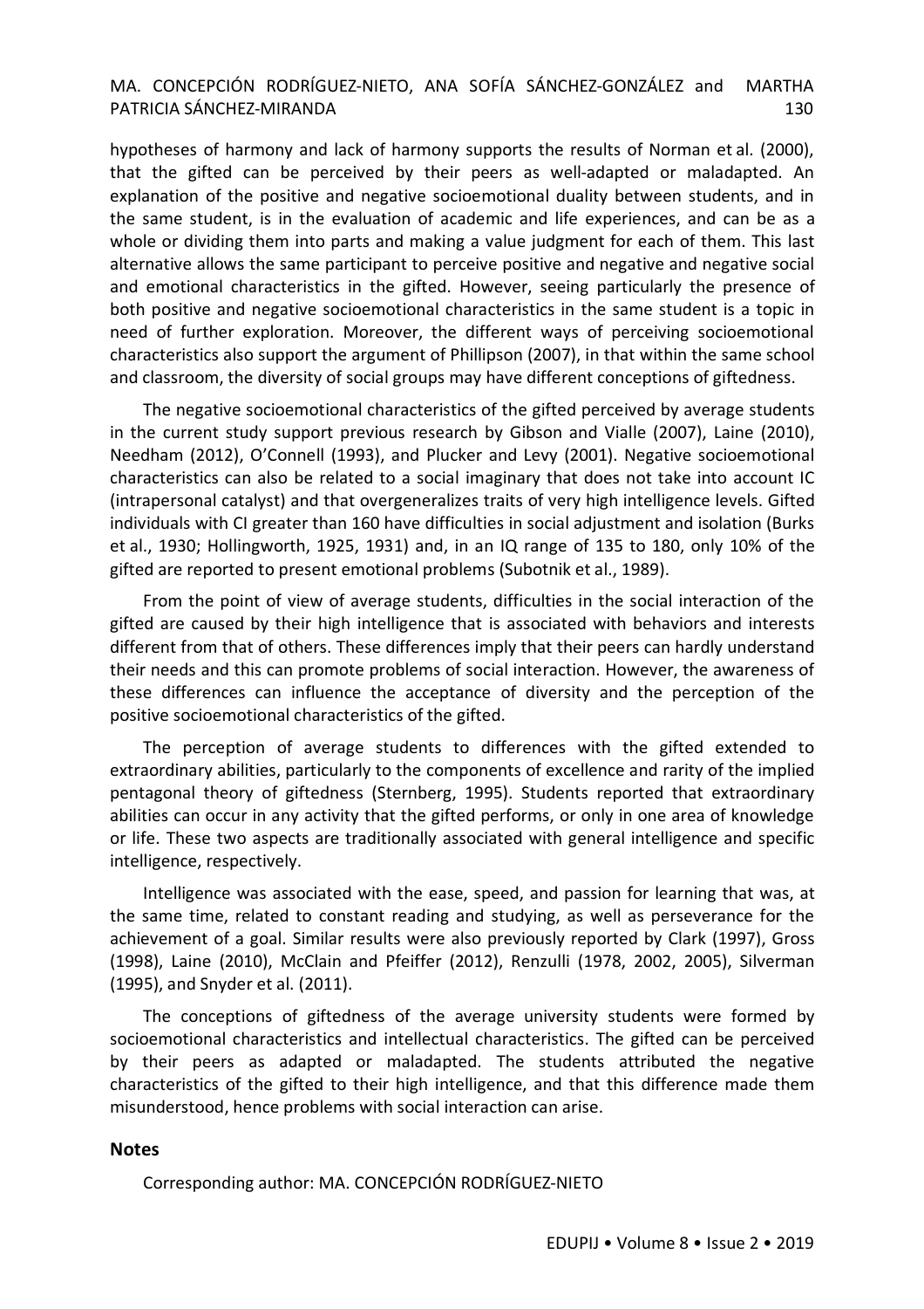hypotheses of harmony and lack of harmony supports the results of Norman et al. (2000), that the gifted can be perceived by their peers as well-adapted or maladapted. An explanation of the positive and negative socioemotional duality between students, and in the same student, is in the evaluation of academic and life experiences, and can be as a whole or dividing them into parts and making a value judgment for each of them. This last alternative allows the same participant to perceive positive and negative and negative social and emotional characteristics in the gifted. However, seeing particularly the presence of both positive and negative socioemotional characteristics in the same student is a topic in need of further exploration. Moreover, the different ways of perceiving socioemotional characteristics also support the argument of Phillipson (2007), in that within the same school and classroom, the diversity of social groups may have different conceptions of giftedness.

The negative socioemotional characteristics of the gifted perceived by average students in the current study support previous research by Gibson and Vialle (2007), Laine (2010), Needham (2012), O'Connell (1993), and Plucker and Levy (2001). Negative socioemotional characteristics can also be related to a social imaginary that does not take into account IC (intrapersonal catalyst) and that overgeneralizes traits of very high intelligence levels. Gifted individuals with CI greater than 160 have difficulties in social adjustment and isolation (Burks et al., 1930; Hollingworth, 1925, 1931) and, in an IQ range of 135 to 180, only 10% of the gifted are reported to present emotional problems (Subotnik et al., 1989).

From the point of view of average students, difficulties in the social interaction of the gifted are caused by their high intelligence that is associated with behaviors and interests different from that of others. These differences imply that their peers can hardly understand their needs and this can promote problems of social interaction. However, the awareness of these differences can influence the acceptance of diversity and the perception of the positive socioemotional characteristics of the gifted.

The perception of average students to differences with the gifted extended to extraordinary abilities, particularly to the components of excellence and rarity of the implied pentagonal theory of giftedness (Sternberg, 1995). Students reported that extraordinary abilities can occur in any activity that the gifted performs, or only in one area of knowledge or life. These two aspects are traditionally associated with general intelligence and specific intelligence, respectively.

Intelligence was associated with the ease, speed, and passion for learning that was, at the same time, related to constant reading and studying, as well as perseverance for the achievement of a goal. Similar results were also previously reported by Clark (1997), Gross (1998), Laine (2010), McClain and Pfeiffer (2012), Renzulli (1978, 2002, 2005), Silverman (1995), and Snyder et al. (2011).

The conceptions of giftedness of the average university students were formed by socioemotional characteristics and intellectual characteristics. The gifted can be perceived by their peers as adapted or maladapted. The students attributed the negative characteristics of the gifted to their high intelligence, and that this difference made them misunderstood, hence problems with social interaction can arise.

## Notes

Corresponding author: MA. CONCEPCIÓN RODRÍGUEZ-NIETO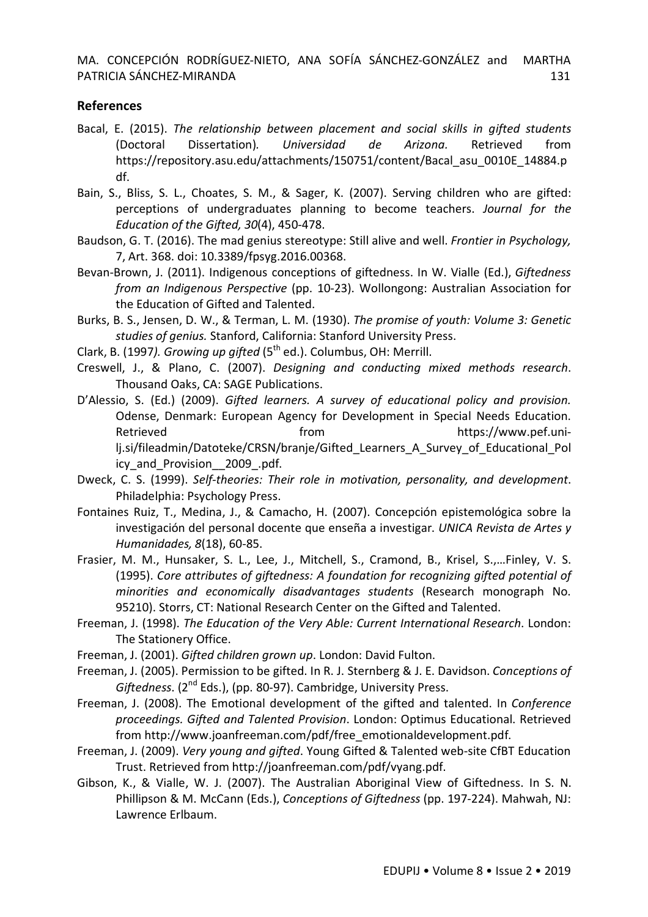## References

Bacal, E. (2015). *The relationship between placement and social skills in gifted students* (Doctoral Dissertation). *Universidad de Arizona.* Retrieved from https://repository.asu.edu/attachments/150751/content/Bacal_asu_0010E_14884.pdf.

Bain, S., Bliss, S. L., Choates, S. M., & Sager, K. (2007). Serving children who are gifted: perceptions of undergraduates planning to become teachers. *Journal for the Education of the Gifted, 30*(4), 450-478.

Baudson, G. T. (2016). The mad genius stereotype: Still alive and well. *Frontier in Psychology,* 7, Art. 368. doi: 10.3389/fpsyg.2016.00368.

Bevan-Brown, J. (2011). Indigenous conceptions of giftedness. In W. Vialle (Ed.), *Giftedness from an Indigenous Perspective* (pp. 10-23). Wollongong: Australian Association for the Education of Gifted and Talented.

Burks, B. S., Jensen, D. W., & Terman, L. M. (1930). *The promise of youth: Volume 3: Genetic studies of genius.* Stanford, California: Stanford University Press.

Clark, B. (1997*). Growing up gifted* (5th ed.). Columbus, OH: Merrill.

Creswell, J., & Plano, C. (2007). *Designing and conducting mixed methods research*. Thousand Oaks, CA: SAGE Publications.

D'Alessio, S. (Ed.) (2009). *Gifted learners. A survey of educational policy and provision.* Odense, Denmark: European Agency for Development in Special Needs Education. Retrieved from https://www.pef.uni-lj.si/fileadmin/Datoteke/CRSN/branje/Gifted_Learners_A_Survey_of_Educational_Policy_and_Provision__2009_.pdf.

Dweck, C. S. (1999). *Self-theories: Their role in motivation, personality, and development*. Philadelphia: Psychology Press.

Fontaines Ruiz, T., Medina, J., & Camacho, H. (2007). Concepción epistemológica sobre la investigación del personal docente que enseña a investigar. *UNICA Revista de Artes y Humanidades, 8*(18), 60-85.

Frasier, M. M., Hunsaker, S. L., Lee, J., Mitchell, S., Cramond, B., Krisel, S.,…Finley, V. S. (1995). *Core attributes of giftedness: A foundation for recognizing gifted potential of minorities and economically disadvantages students* (Research monograph No. 95210). Storrs, CT: National Research Center on the Gifted and Talented.

Freeman, J. (1998). *The Education of the Very Able: Current International Research*. London: The Stationery Office.

Freeman, J. (2001). *Gifted children grown up*. London: David Fulton.

Freeman, J. (2005). Permission to be gifted. In R. J. Sternberg & J. E. Davidson. *Conceptions of Giftedness*. (2nd Eds.), (pp. 80-97). Cambridge, University Press.

Freeman, J. (2008). The Emotional development of the gifted and talented. In *Conference proceedings. Gifted and Talented Provision*. London: Optimus Educational. Retrieved from http://www.joanfreeman.com/pdf/free_emotionaldevelopment.pdf.

Freeman, J. (2009). *Very young and gifted*. Young Gifted & Talented web-site CfBT Education Trust. Retrieved from http://joanfreeman.com/pdf/vyang.pdf.

Gibson, K., & Vialle, W. J. (2007). The Australian Aboriginal View of Giftedness. In S. N. Phillipson & M. McCann (Eds.), *Conceptions of Giftedness* (pp. 197-224). Mahwah, NJ: Lawrence Erlbaum.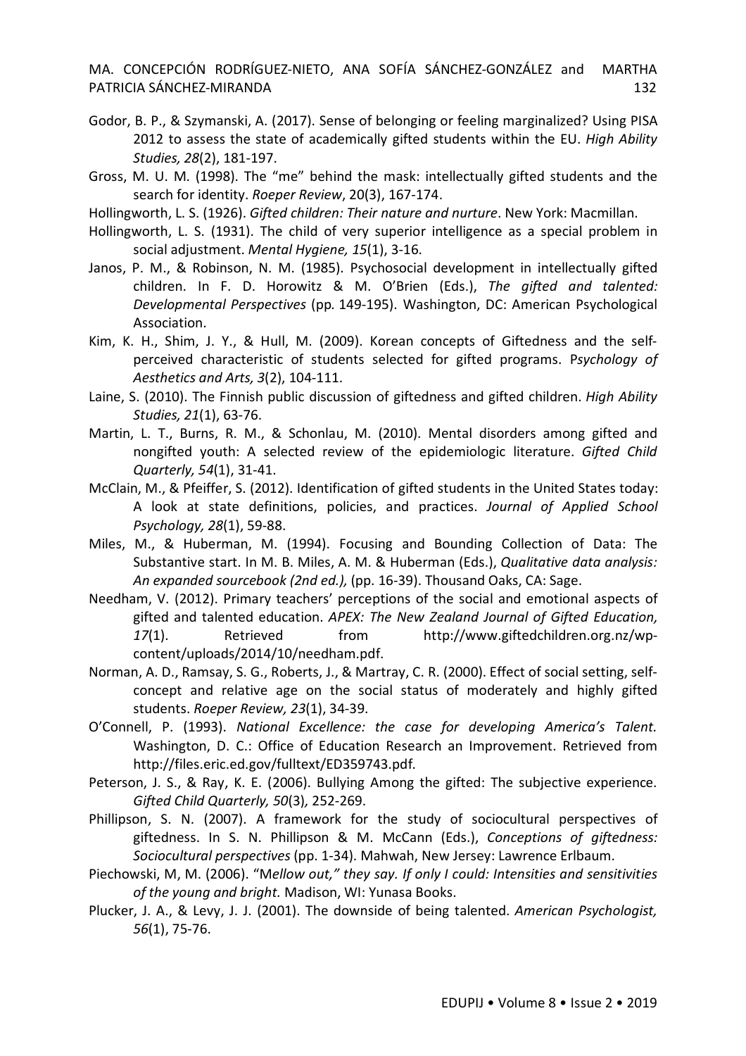Godor, B. P., & Szymanski, A. (2017). Sense of belonging or feeling marginalized? Using PISA 2012 to assess the state of academically gifted students within the EU. *High Ability Studies, 28*(2), 181-197.

Gross, M. U. M. (1998). The "me" behind the mask: intellectually gifted students and the search for identity. *Roeper Review*, 20(3), 167-174.

Hollingworth, L. S. (1926). *Gifted children: Their nature and nurture*. New York: Macmillan.

Hollingworth, L. S. (1931). The child of very superior intelligence as a special problem in social adjustment. *Mental Hygiene, 15*(1), 3-16.

Janos, P. M., & Robinson, N. M. (1985). Psychosocial development in intellectually gifted children. In F. D. Horowitz & M. O'Brien (Eds.), *The gifted and talented: Developmental Perspectives* (pp. 149-195). Washington, DC: American Psychological Association.

Kim, K. H., Shim, J. Y., & Hull, M. (2009). Korean concepts of Giftedness and the self-perceived characteristic of students selected for gifted programs. P*sychology of Aesthetics and Arts, 3*(2), 104-111.

Laine, S. (2010). The Finnish public discussion of giftedness and gifted children. *High Ability Studies, 21*(1), 63-76.

Martin, L. T., Burns, R. M., & Schonlau, M. (2010). Mental disorders among gifted and nongifted youth: A selected review of the epidemiologic literature. *Gifted Child Quarterly, 54*(1), 31-41.

McClain, M., & Pfeiffer, S. (2012). Identification of gifted students in the United States today: A look at state definitions, policies, and practices. *Journal of Applied School Psychology, 28*(1), 59-88.

Miles, M., & Huberman, M. (1994). Focusing and Bounding Collection of Data: The Substantive start. In M. B. Miles, A. M. & Huberman (Eds.), *Qualitative data analysis: An expanded sourcebook (2nd ed.),* (pp. 16-39). Thousand Oaks, CA: Sage.

Needham, V. (2012). Primary teachers' perceptions of the social and emotional aspects of gifted and talented education. *APEX: The New Zealand Journal of Gifted Education, 17*(1). Retrieved from http://www.giftedchildren.org.nz/wp-content/uploads/2014/10/needham.pdf.

Norman, A. D., Ramsay, S. G., Roberts, J., & Martray, C. R. (2000). Effect of social setting, self-concept and relative age on the social status of moderately and highly gifted students. *Roeper Review, 23*(1), 34-39.

O'Connell, P. (1993). *National Excellence: the case for developing America's Talent.* Washington, D. C.: Office of Education Research an Improvement. Retrieved from http://files.eric.ed.gov/fulltext/ED359743.pdf.

Peterson, J. S., & Ray, K. E. (2006). Bullying Among the gifted: The subjective experience. *Gifted Child Quarterly, 50*(3)*,* 252-269.

Phillipson, S. N. (2007). A framework for the study of sociocultural perspectives of giftedness. In S. N. Phillipson & M. McCann (Eds.), *Conceptions of giftedness: Sociocultural perspectives* (pp. 1-34). Mahwah, New Jersey: Lawrence Erlbaum.

Piechowski, M, M. (2006). "M*ellow out," they say. If only I could: Intensities and sensitivities of the young and bright.* Madison, WI: Yunasa Books.

Plucker, J. A., & Levy, J. J. (2001). The downside of being talented. *American Psychologist, 56*(1), 75-76.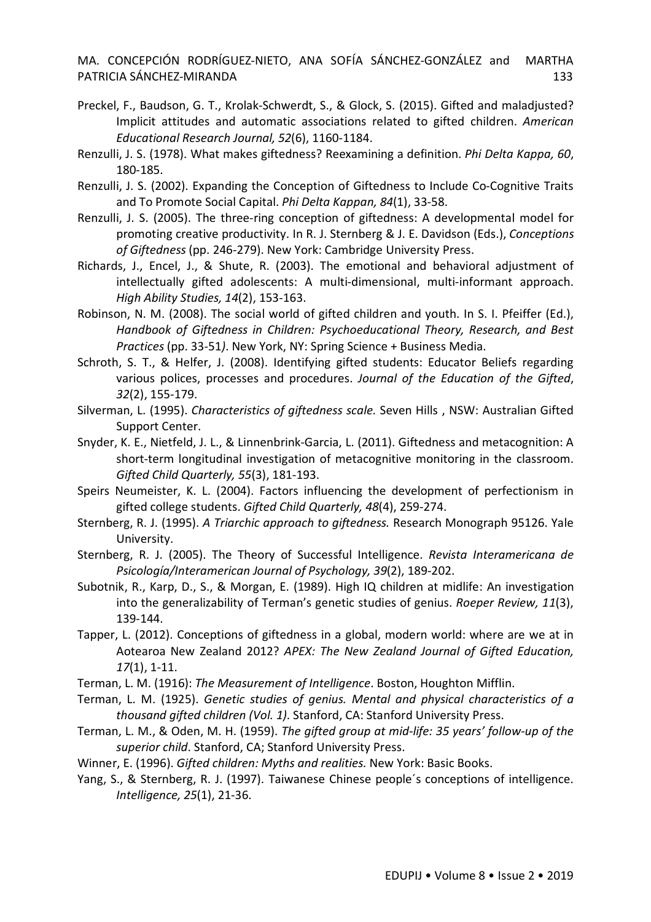Preckel, F., Baudson, G. T., Krolak-Schwerdt, S., & Glock, S. (2015). Gifted and maladjusted? Implicit attitudes and automatic associations related to gifted children. *American Educational Research Journal, 52*(6), 1160-1184.

Renzulli, J. S. (1978). What makes giftedness? Reexamining a definition. *Phi Delta Kappa, 60*, 180-185.

Renzulli, J. S. (2002). Expanding the Conception of Giftedness to Include Co-Cognitive Traits and To Promote Social Capital. *Phi Delta Kappan, 84*(1), 33-58.

Renzulli, J. S. (2005). The three-ring conception of giftedness: A developmental model for promoting creative productivity. In R. J. Sternberg & J. E. Davidson (Eds.), *Conceptions of Giftedness* (pp. 246-279). New York: Cambridge University Press.

Richards, J., Encel, J., & Shute, R. (2003). The emotional and behavioral adjustment of intellectually gifted adolescents: A multi-dimensional, multi-informant approach. *High Ability Studies, 14*(2), 153-163.

Robinson, N. M. (2008). The social world of gifted children and youth. In S. I. Pfeiffer (Ed.), *Handbook of Giftedness in Children: Psychoeducational Theory, Research, and Best Practices* (pp. 33-51*)*. New York, NY: Spring Science + Business Media.

Schroth, S. T., & Helfer, J. (2008). Identifying gifted students: Educator Beliefs regarding various polices, processes and procedures. *Journal of the Education of the Gifted*, *32*(2), 155-179.

Silverman, L. (1995). *Characteristics of giftedness scale.* Seven Hills , NSW: Australian Gifted Support Center.

Snyder, K. E., Nietfeld, J. L., & Linnenbrink-Garcia, L. (2011). Giftedness and metacognition: A short-term longitudinal investigation of metacognitive monitoring in the classroom. *Gifted Child Quarterly, 55*(3), 181-193.

Speirs Neumeister, K. L. (2004). Factors influencing the development of perfectionism in gifted college students. *Gifted Child Quarterly, 48*(4), 259-274.

Sternberg, R. J. (1995). *A Triarchic approach to giftedness.* Research Monograph 95126. Yale University.

Sternberg, R. J. (2005). The Theory of Successful Intelligence. *Revista Interamericana de Psicología/Interamerican Journal of Psychology, 39*(2), 189-202.

Subotnik, R., Karp, D., S., & Morgan, E. (1989). High IQ children at midlife: An investigation into the generalizability of Terman's genetic studies of genius. *Roeper Review, 11*(3), 139-144.

Tapper, L. (2012). Conceptions of giftedness in a global, modern world: where are we at in Aotearoa New Zealand 2012? *APEX: The New Zealand Journal of Gifted Education, 17*(1), 1-11.

Terman, L. M. (1916): *The Measurement of Intelligence*. Boston, Houghton Mifflin.

Terman, L. M. (1925). *Genetic studies of genius. Mental and physical characteristics of a thousand gifted children (Vol. 1)*. Stanford, CA: Stanford University Press.

Terman, L. M., & Oden, M. H. (1959). *The gifted group at mid-life: 35 years' follow-up of the superior child*. Stanford, CA; Stanford University Press.

Winner, E. (1996). *Gifted children: Myths and realities.* New York: Basic Books.

Yang, S., & Sternberg, R. J. (1997). Taiwanese Chinese people´s conceptions of intelligence. *Intelligence, 25*(1), 21-36.